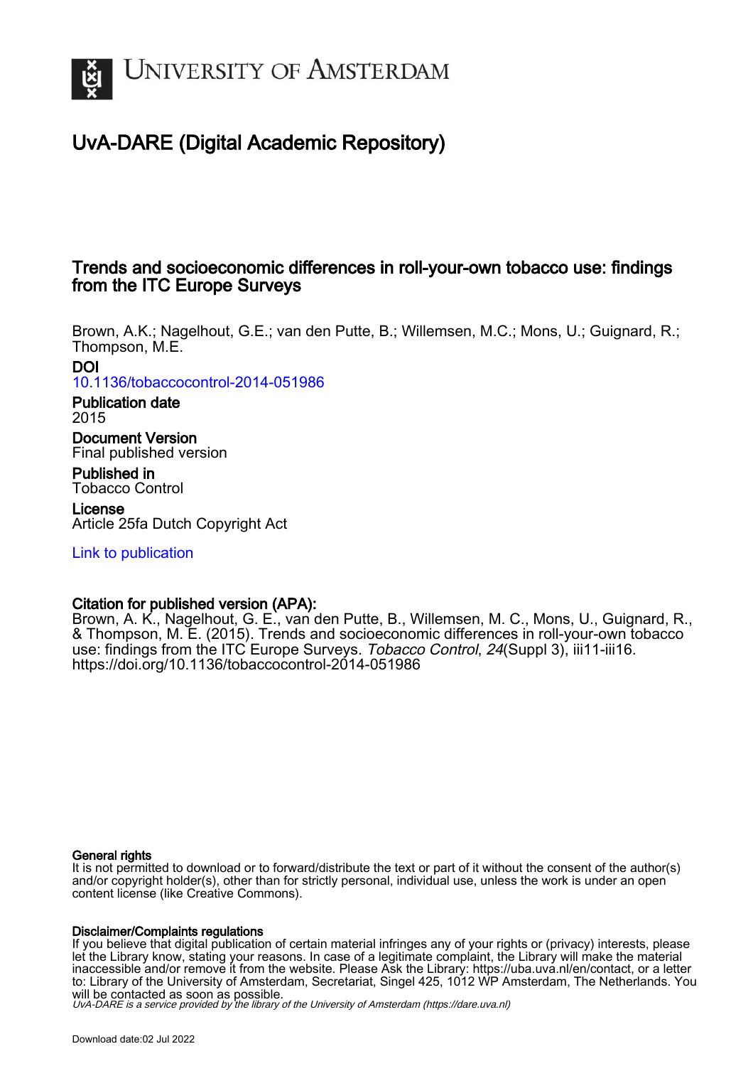# University of Amsterdam

## UvA-DARE (Digital Academic Repository)

### Trends and socioeconomic differences in roll-your-own tobacco use: findings from the ITC Europe Surveys

Brown, A.K.; Nagelhout, G.E.; van den Putte, B.; Willemsen, M.C.; Mons, U.; Guignard, R.; Thompson, M.E.

**DOI**
10.1136/tobaccocontrol-2014-051986

**Publication date**
2015

**Document Version**
Final published version

**Published in**
Tobacco Control

**License**
Article 25fa Dutch Copyright Act

Link to publication

**Citation for published version (APA):**
Brown, A. K., Nagelhout, G. E., van den Putte, B., Willemsen, M. C., Mons, U., Guignard, R., & Thompson, M. E. (2015). Trends and socioeconomic differences in roll-your-own tobacco use: findings from the ITC Europe Surveys. *Tobacco Control*, *24*(Suppl 3), iii11-iii16. https://doi.org/10.1136/tobaccocontrol-2014-051986

**General rights**
It is not permitted to download or to forward/distribute the text or part of it without the consent of the author(s) and/or copyright holder(s), other than for strictly personal, individual use, unless the work is under an open content license (like Creative Commons).

**Disclaimer/Complaints regulations**
If you believe that digital publication of certain material infringes any of your rights or (privacy) interests, please let the Library know, stating your reasons. In case of a legitimate complaint, the Library will make the material inaccessible and/or remove it from the website. Please Ask the Library: https://uba.uva.nl/en/contact, or a letter to: Library of the University of Amsterdam, Secretariat, Singel 425, 1012 WP Amsterdam, The Netherlands. You will be contacted as soon as possible.

*UvA-DARE is a service provided by the library of the University of Amsterdam (https://dare.uva.nl)*

Download date:02 Jul 2022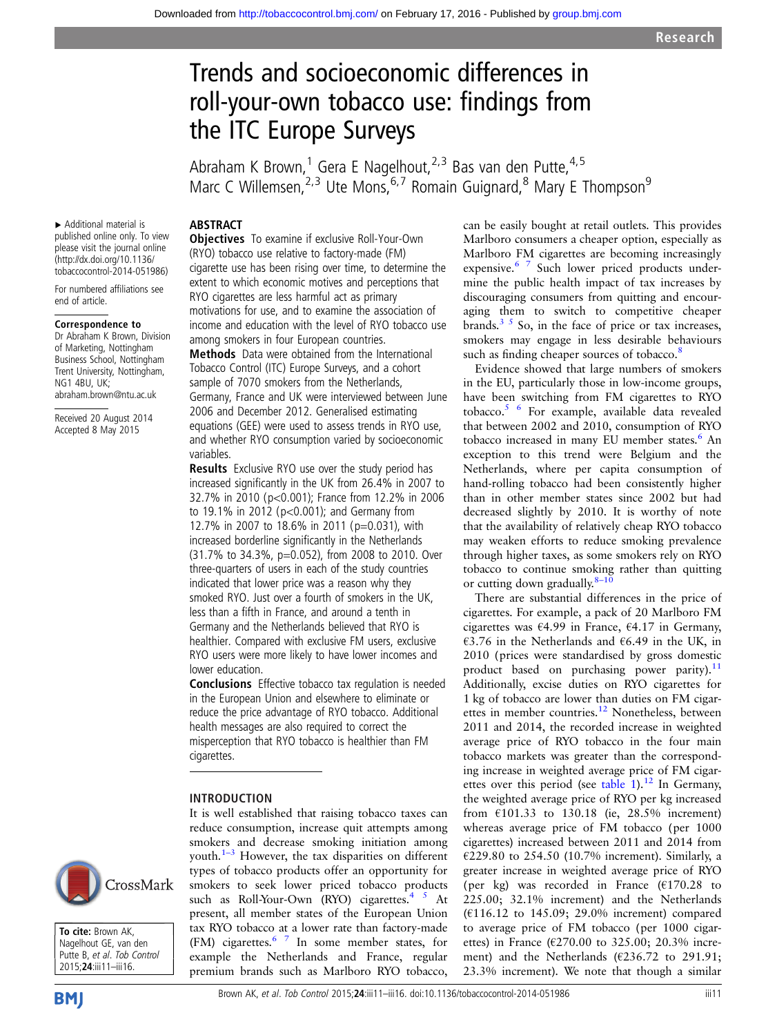# Trends and socioeconomic differences in roll-your-own tobacco use: findings from the ITC Europe Surveys

Abraham K Brown,[1] Gera E Nagelhout,[2,3] Bas van den Putte,[4,5] Marc C Willemsen,[2,3] Ute Mons,[6,7] Romain Guignard,[8] Mary E Thompson[9]

▸ Additional material is published online only. To view please visit the journal online (http://dx.doi.org/10.1136/tobaccocontrol-2014-051986)

For numbered affiliations see end of article.

**Correspondence to**
Dr Abraham K Brown, Division of Marketing, Nottingham Business School, Nottingham Trent University, Nottingham, NG1 4BU, UK; abraham.brown@ntu.ac.uk

Received 20 August 2014
Accepted 8 May 2015

**To cite:** Brown AK, Nagelhout GE, van den Putte B, et al. *Tob Control* 2015;**24**:iii11–iii16.

## ABSTRACT

**Objectives** To examine if exclusive Roll-Your-Own (RYO) tobacco use relative to factory-made (FM) cigarette use has been rising over time, to determine the extent to which economic motives and perceptions that RYO cigarettes are less harmful act as primary motivations for use, and to examine the association of income and education with the level of RYO tobacco use among smokers in four European countries.

**Methods** Data were obtained from the International Tobacco Control (ITC) Europe Surveys, and a cohort sample of 7070 smokers from the Netherlands, Germany, France and UK were interviewed between June 2006 and December 2012. Generalised estimating equations (GEE) were used to assess trends in RYO use, and whether RYO consumption varied by socioeconomic variables.

**Results** Exclusive RYO use over the study period has increased significantly in the UK from 26.4% in 2007 to 32.7% in 2010 ($p<0.001$); France from 12.2% in 2006 to 19.1% in 2012 ($p<0.001$); and Germany from 12.7% in 2007 to 18.6% in 2011 ($p=0.031$), with increased borderline significantly in the Netherlands (31.7% to 34.3%, $p=0.052$), from 2008 to 2010. Over three-quarters of users in each of the study countries indicated that lower price was a reason why they smoked RYO. Just over a fourth of smokers in the UK, less than a fifth in France, and around a tenth in Germany and the Netherlands believed that RYO is healthier. Compared with exclusive FM users, exclusive RYO users were more likely to have lower incomes and lower education.

**Conclusions** Effective tobacco tax regulation is needed in the European Union and elsewhere to eliminate or reduce the price advantage of RYO tobacco. Additional health messages are also required to correct the misperception that RYO tobacco is healthier than FM cigarettes.

## INTRODUCTION

It is well established that raising tobacco taxes can reduce consumption, increase quit attempts among smokers and decrease smoking initiation among youth.[1–3] However, the tax disparities on different types of tobacco products offer an opportunity for smokers to seek lower priced tobacco products such as Roll-Your-Own (RYO) cigarettes.[4,5] At present, all member states of the European Union tax RYO tobacco at a lower rate than factory-made (FM) cigarettes.[6,7] In some member states, for example the Netherlands and France, regular premium brands such as Marlboro RYO tobacco, can be easily bought at retail outlets. This provides Marlboro consumers a cheaper option, especially as Marlboro FM cigarettes are becoming increasingly expensive.[6,7] Such lower priced products undermine the public health impact of tax increases by discouraging consumers from quitting and encouraging them to switch to competitive cheaper brands.[3,5] So, in the face of price or tax increases, smokers may engage in less desirable behaviours such as finding cheaper sources of tobacco.[8]

Evidence showed that large numbers of smokers in the EU, particularly those in low-income groups, have been switching from FM cigarettes to RYO tobacco.[5,6] For example, available data revealed that between 2002 and 2010, consumption of RYO tobacco increased in many EU member states.[6] An exception to this trend were Belgium and the Netherlands, where per capita consumption of hand-rolling tobacco had been consistently higher than in other member states since 2002 but had decreased slightly by 2010. It is worthy of note that the availability of relatively cheap RYO tobacco may weaken efforts to reduce smoking prevalence through higher taxes, as some smokers rely on RYO tobacco to continue smoking rather than quitting or cutting down gradually.[8–10]

There are substantial differences in the price of cigarettes. For example, a pack of 20 Marlboro FM cigarettes was €4.99 in France, €4.17 in Germany, €3.76 in the Netherlands and €6.49 in the UK, in 2010 (prices were standardised by gross domestic product based on purchasing power parity).[11] Additionally, excise duties on RYO cigarettes for 1 kg of tobacco are lower than duties on FM cigarettes in member countries.[12] Nonetheless, between 2011 and 2014, the recorded increase in weighted average price of RYO tobacco in the four main tobacco markets was greater than the corresponding increase in weighted average price of FM cigarettes over this period (see table 1).[12] In Germany, the weighted average price of RYO per kg increased from €101.33 to 130.18 (ie, 28.5% increment) whereas average price of FM tobacco (per 1000 cigarettes) increased between 2011 and 2014 from €229.80 to 254.50 (10.7% increment). Similarly, a greater increase in weighted average price of RYO (per kg) was recorded in France (€170.28 to 225.00; 32.1% increment) and the Netherlands (€116.12 to 145.09; 29.0% increment) compared to average price of FM tobacco (per 1000 cigarettes) in France (€270.00 to 325.00; 20.3% increment) and the Netherlands (€236.72 to 291.91; 23.3% increment). We note that though a similar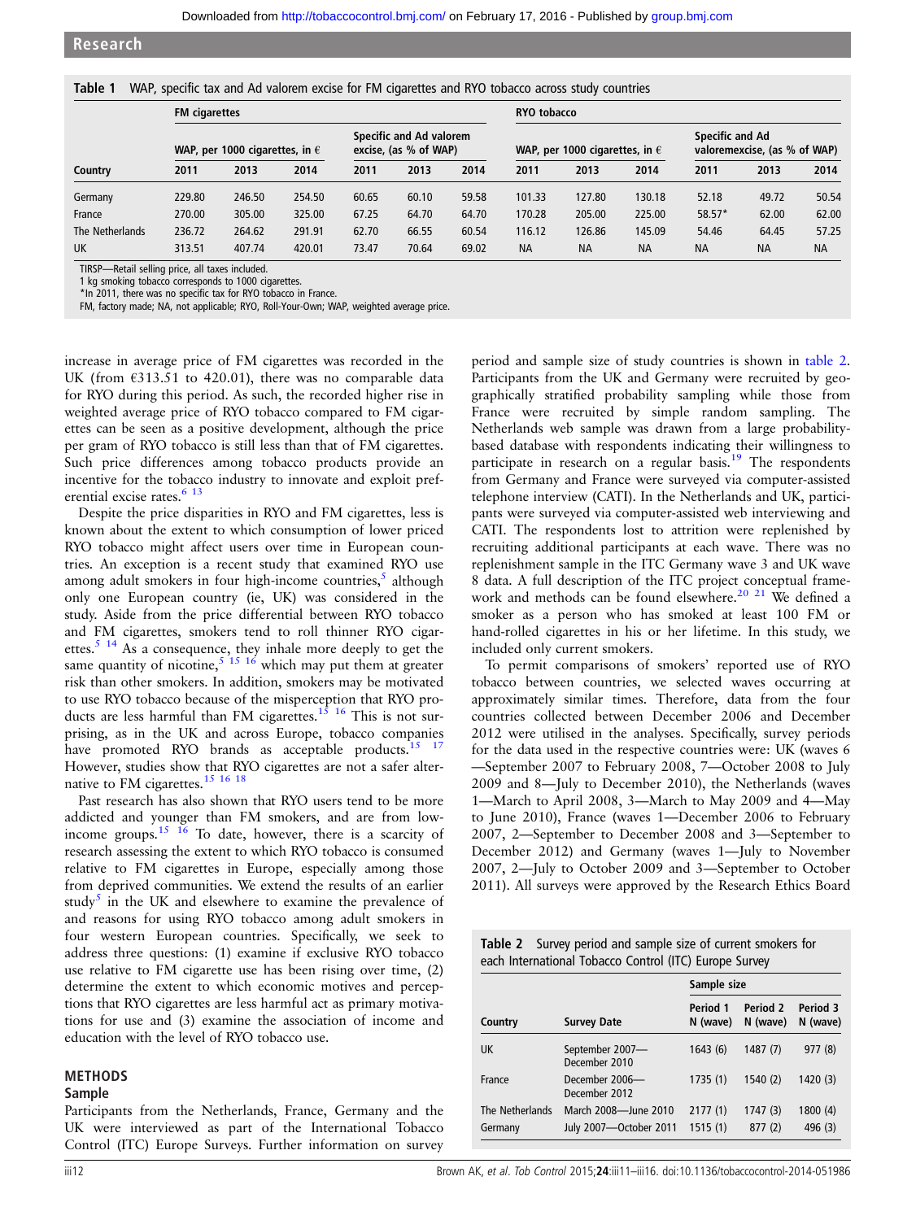Table 1 WAP, specific tax and Ad valorem excise for FM cigarettes and RYO tobacco across study countries

| Country | FM cigarettes | | | | | | RYO tobacco | | | | | |
|---|---|---|---|---|---|---|---|---|---|---|---|---|
| | WAP, per 1000 cigarettes, in € | | | Specific and Ad valorem excise, (as % of WAP) | | | WAP, per 1000 cigarettes, in € | | | Specific and Ad valoremexcise, (as % of WAP) | | |
| | 2011 | 2013 | 2014 | 2011 | 2013 | 2014 | 2011 | 2013 | 2014 | 2011 | 2013 | 2014 |
| Germany | 229.80 | 246.50 | 254.50 | 60.65 | 60.10 | 59.58 | 101.33 | 127.80 | 130.18 | 52.18 | 49.72 | 50.54 |
| France | 270.00 | 305.00 | 325.00 | 67.25 | 64.70 | 64.70 | 170.28 | 205.00 | 225.00 | 58.57* | 62.00 | 62.00 |
| The Netherlands | 236.72 | 264.62 | 291.91 | 62.70 | 66.55 | 60.54 | 116.12 | 126.86 | 145.09 | 54.46 | 64.45 | 57.25 |
| UK | 313.51 | 407.74 | 420.01 | 73.47 | 70.64 | 69.02 | NA | NA | NA | NA | NA | NA |

TIRSP—Retail selling price, all taxes included.
1 kg smoking tobacco corresponds to 1000 cigarettes.
*In 2011, there was no specific tax for RYO tobacco in France.
FM, factory made; NA, not applicable; RYO, Roll-Your-Own; WAP, weighted average price.

increase in average price of FM cigarettes was recorded in the UK (from €313.51 to 420.01), there was no comparable data for RYO during this period. As such, the recorded higher rise in weighted average price of RYO tobacco compared to FM cigarettes can be seen as a positive development, although the price per gram of RYO tobacco is still less than that of FM cigarettes. Such price differences among tobacco products provide an incentive for the tobacco industry to innovate and exploit preferential excise rates.[6,13]

Despite the price disparities in RYO and FM cigarettes, less is known about the extent to which consumption of lower priced RYO tobacco might affect users over time in European countries. An exception is a recent study that examined RYO use among adult smokers in four high-income countries,[5] although only one European country (ie, UK) was considered in the study. Aside from the price differential between RYO tobacco and FM cigarettes, smokers tend to roll thinner RYO cigarettes.[5,14] As a consequence, they inhale more deeply to get the same quantity of nicotine,[5,15,16] which may put them at greater risk than other smokers. In addition, smokers may be motivated to use RYO tobacco because of the misperception that RYO products are less harmful than FM cigarettes.[15,16] This is not surprising, as in the UK and across Europe, tobacco companies have promoted RYO brands as acceptable products.[15,17] However, studies show that RYO cigarettes are not a safer alternative to FM cigarettes.[15,16,18]

Past research has also shown that RYO users tend to be more addicted and younger than FM smokers, and are from low-income groups.[15,16] To date, however, there is a scarcity of research assessing the extent to which RYO tobacco is consumed relative to FM cigarettes in Europe, especially among those from deprived communities. We extend the results of an earlier study[5] in the UK and elsewhere to examine the prevalence of and reasons for using RYO tobacco among adult smokers in four western European countries. Specifically, we seek to address three questions: (1) examine if exclusive RYO tobacco use relative to FM cigarette use has been rising over time, (2) determine the extent to which economic motives and perceptions that RYO cigarettes are less harmful act as primary motivations for use and (3) examine the association of income and education with the level of RYO tobacco use.

## METHODS

### Sample

Participants from the Netherlands, France, Germany and the UK were interviewed as part of the International Tobacco Control (ITC) Europe Surveys. Further information on survey period and sample size of study countries is shown in table 2. Participants from the UK and Germany were recruited by geographically stratified probability sampling while those from France were recruited by simple random sampling. The Netherlands web sample was drawn from a large probability-based database with respondents indicating their willingness to participate in research on a regular basis.[19] The respondents from Germany and France were surveyed via computer-assisted telephone interview (CATI). In the Netherlands and UK, participants were surveyed via computer-assisted web interviewing and CATI. The respondents lost to attrition were replenished by recruiting additional participants at each wave. There was no replenishment sample in the ITC Germany wave 3 and UK wave 8 data. A full description of the ITC project conceptual framework and methods can be found elsewhere.[20,21] We defined a smoker as a person who has smoked at least 100 FM or hand-rolled cigarettes in his or her lifetime. In this study, we included only current smokers.

To permit comparisons of smokers' reported use of RYO tobacco between countries, we selected waves occurring at approximately similar times. Therefore, data from the four countries collected between December 2006 and December 2012 were utilised in the analyses. Specifically, survey periods for the data used in the respective countries were: UK (waves 6—September 2007 to February 2008, 7—October 2008 to July 2009 and 8—July to December 2010), the Netherlands (waves 1—March to April 2008, 3—March to May 2009 and 4—May to June 2010), France (waves 1—December 2006 to February 2007, 2—September to December 2008 and 3—September to December 2012) and Germany (waves 1—July to November 2007, 2—July to October 2009 and 3—September to October 2011). All surveys were approved by the Research Ethics Board

Table 2 Survey period and sample size of current smokers for each International Tobacco Control (ITC) Europe Survey

| Country | Survey Date | Sample size | | |
|---|---|---|---|---|
| | | Period 1 N (wave) | Period 2 N (wave) | Period 3 N (wave) |
| UK | September 2007—December 2010 | 1643 (6) | 1487 (7) | 977 (8) |
| France | December 2006—December 2012 | 1735 (1) | 1540 (2) | 1420 (3) |
| The Netherlands | March 2008—June 2010 | 2177 (1) | 1747 (3) | 1800 (4) |
| Germany | July 2007—October 2011 | 1515 (1) | 877 (2) | 496 (3) |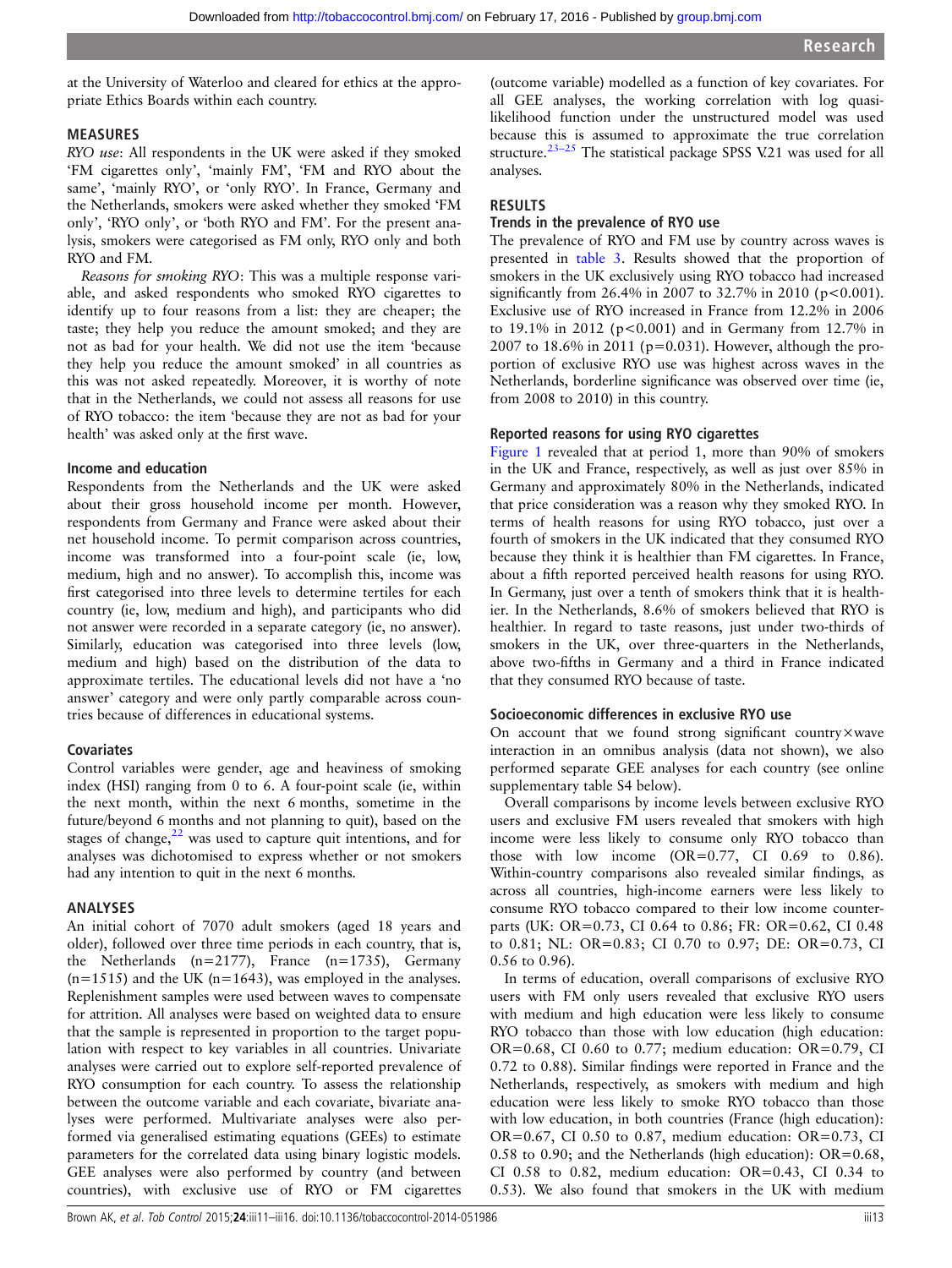at the University of Waterloo and cleared for ethics at the appropriate Ethics Boards within each country.

## MEASURES

*RYO use*: All respondents in the UK were asked if they smoked 'FM cigarettes only', 'mainly FM', 'FM and RYO about the same', 'mainly RYO', or 'only RYO'. In France, Germany and the Netherlands, smokers were asked whether they smoked 'FM only', 'RYO only', or 'both RYO and FM'. For the present analysis, smokers were categorised as FM only, RYO only and both RYO and FM.

*Reasons for smoking RYO*: This was a multiple response variable, and asked respondents who smoked RYO cigarettes to identify up to four reasons from a list: they are cheaper; the taste; they help you reduce the amount smoked; and they are not as bad for your health. We did not use the item 'because they help you reduce the amount smoked' in all countries as this was not asked repeatedly. Moreover, it is worthy of note that in the Netherlands, we could not assess all reasons for use of RYO tobacco: the item 'because they are not as bad for your health' was asked only at the first wave.

### Income and education

Respondents from the Netherlands and the UK were asked about their gross household income per month. However, respondents from Germany and France were asked about their net household income. To permit comparison across countries, income was transformed into a four-point scale (ie, low, medium, high and no answer). To accomplish this, income was first categorised into three levels to determine tertiles for each country (ie, low, medium and high), and participants who did not answer were recorded in a separate category (ie, no answer). Similarly, education was categorised into three levels (low, medium and high) based on the distribution of the data to approximate tertiles. The educational levels did not have a 'no answer' category and were only partly comparable across countries because of differences in educational systems.

### Covariates

Control variables were gender, age and heaviness of smoking index (HSI) ranging from 0 to 6. A four-point scale (ie, within the next month, within the next 6 months, sometime in the future/beyond 6 months and not planning to quit), based on the stages of change,[22] was used to capture quit intentions, and for analyses was dichotomised to express whether or not smokers had any intention to quit in the next 6 months.

## ANALYSES

An initial cohort of 7070 adult smokers (aged 18 years and older), followed over three time periods in each country, that is, the Netherlands (n=2177), France (n=1735), Germany (n=1515) and the UK (n=1643), was employed in the analyses. Replenishment samples were used between waves to compensate for attrition. All analyses were based on weighted data to ensure that the sample is represented in proportion to the target population with respect to key variables in all countries. Univariate analyses were carried out to explore self-reported prevalence of RYO consumption for each country. To assess the relationship between the outcome variable and each covariate, bivariate analyses were performed. Multivariate analyses were also performed via generalised estimating equations (GEEs) to estimate parameters for the correlated data using binary logistic models. GEE analyses were also performed by country (and between countries), with exclusive use of RYO or FM cigarettes (outcome variable) modelled as a function of key covariates. For all GEE analyses, the working correlation with log quasi-likelihood function under the unstructured model was used because this is assumed to approximate the true correlation structure.[23–25] The statistical package SPSS V.21 was used for all analyses.

## RESULTS

### Trends in the prevalence of RYO use

The prevalence of RYO and FM use by country across waves is presented in table 3. Results showed that the proportion of smokers in the UK exclusively using RYO tobacco had increased significantly from 26.4% in 2007 to 32.7% in 2010 ($p<0.001$). Exclusive use of RYO increased in France from 12.2% in 2006 to 19.1% in 2012 ($p<0.001$) and in Germany from 12.7% in 2007 to 18.6% in 2011 ($p=0.031$). However, although the proportion of exclusive RYO use was highest across waves in the Netherlands, borderline significance was observed over time (ie, from 2008 to 2010) in this country.

### Reported reasons for using RYO cigarettes

Figure 1 revealed that at period 1, more than 90% of smokers in the UK and France, respectively, as well as just over 85% in Germany and approximately 80% in the Netherlands, indicated that price consideration was a reason why they smoked RYO. In terms of health reasons for using RYO tobacco, just over a fourth of smokers in the UK indicated that they consumed RYO because they think it is healthier than FM cigarettes. In France, about a fifth reported perceived health reasons for using RYO. In Germany, just over a tenth of smokers think that it is healthier. In the Netherlands, 8.6% of smokers believed that RYO is healthier. In regard to taste reasons, just under two-thirds of smokers in the UK, over three-quarters in the Netherlands, above two-fifths in Germany and a third in France indicated that they consumed RYO because of taste.

### Socioeconomic differences in exclusive RYO use

On account that we found strong significant country×wave interaction in an omnibus analysis (data not shown), we also performed separate GEE analyses for each country (see online supplementary table S4 below).

Overall comparisons by income levels between exclusive RYO users and exclusive FM users revealed that smokers with high income were less likely to consume only RYO tobacco than those with low income (OR=0.77, CI 0.69 to 0.86). Within-country comparisons also revealed similar findings, as across all countries, high-income earners were less likely to consume RYO tobacco compared to their low income counterparts (UK: OR=0.73, CI 0.64 to 0.86; FR: OR=0.62, CI 0.48 to 0.81; NL: OR=0.83; CI 0.70 to 0.97; DE: OR=0.73, CI 0.56 to 0.96).

In terms of education, overall comparisons of exclusive RYO users with FM only users revealed that exclusive RYO users with medium and high education were less likely to consume RYO tobacco than those with low education (high education: OR=0.68, CI 0.60 to 0.77; medium education: OR=0.79, CI 0.72 to 0.88). Similar findings were reported in France and the Netherlands, respectively, as smokers with medium and high education were less likely to smoke RYO tobacco than those with low education, in both countries (France (high education): OR=0.67, CI 0.50 to 0.87, medium education: OR=0.73, CI 0.58 to 0.90; and the Netherlands (high education): OR=0.68, CI 0.58 to 0.82, medium education: OR=0.43, CI 0.34 to 0.53). We also found that smokers in the UK with medium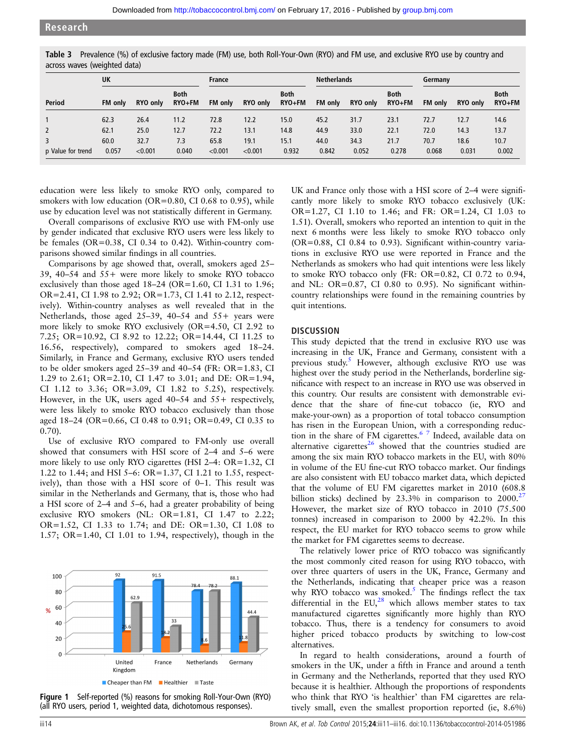Table 3 Prevalence (%) of exclusive factory made (FM) use, both Roll-Your-Own (RYO) and FM use, and exclusive RYO use by country and across waves (weighted data)

| Period | UK | | | France | | | Netherlands | | | Germany | | |
|---|---|---|---|---|---|---|---|---|---|---|---|---|
| | FM only | RYO only | Both RYO+FM | FM only | RYO only | Both RYO+FM | FM only | RYO only | Both RYO+FM | FM only | RYO only | Both RYO+FM |
| 1 | 62.3 | 26.4 | 11.2 | 72.8 | 12.2 | 15.0 | 45.2 | 31.7 | 23.1 | 72.7 | 12.7 | 14.6 |
| 2 | 62.1 | 25.0 | 12.7 | 72.2 | 13.1 | 14.8 | 44.9 | 33.0 | 22.1 | 72.0 | 14.3 | 13.7 |
| 3 | 60.0 | 32.7 | 7.3 | 65.8 | 19.1 | 15.1 | 44.0 | 34.3 | 21.7 | 70.7 | 18.6 | 10.7 |
| p Value for trend | 0.057 | <0.001 | 0.040 | <0.001 | <0.001 | 0.932 | 0.842 | 0.052 | 0.278 | 0.068 | 0.031 | 0.002 |

education were less likely to smoke RYO only, compared to smokers with low education (OR=0.80, CI 0.68 to 0.95), while use by education level was not statistically different in Germany.

Overall comparisons of exclusive RYO use with FM-only use by gender indicated that exclusive RYO users were less likely to be females (OR=0.38, CI 0.34 to 0.42). Within-country comparisons showed similar findings in all countries.

Comparisons by age showed that, overall, smokers aged 25–39, 40–54 and 55+ were more likely to smoke RYO tobacco exclusively than those aged 18–24 (OR=1.60, CI 1.31 to 1.96; OR=2.41, CI 1.98 to 2.92; OR=1.73, CI 1.41 to 2.12, respectively). Within-country analyses as well revealed that in the Netherlands, those aged 25–39, 40–54 and 55+ years were more likely to smoke RYO exclusively (OR=4.50, CI 2.92 to 7.25; OR=10.92, CI 8.92 to 12.22; OR=14.44, CI 11.25 to 16.56, respectively), compared to smokers aged 18–24. Similarly, in France and Germany, exclusive RYO users tended to be older smokers aged 25–39 and 40–54 (FR: OR=1.83, CI 1.29 to 2.61; OR=2.10, CI 1.47 to 3.01; and DE: OR=1.94, CI 1.12 to 3.36; OR=3.09, CI 1.82 to 5.25), respectively. However, in the UK, users aged 40–54 and 55+ respectively, were less likely to smoke RYO tobacco exclusively than those aged 18–24 (OR=0.66, CI 0.48 to 0.91; OR=0.49, CI 0.35 to 0.70).

Use of exclusive RYO compared to FM-only use overall showed that consumers with HSI score of 2–4 and 5–6 were more likely to use only RYO cigarettes (HSI 2–4: OR=1.32, CI 1.22 to 1.44; and HSI 5–6: OR=1.37, CI 1.21 to 1.55, respectively), than those with a HSI score of 0–1. This result was similar in the Netherlands and Germany, that is, those who had a HSI score of 2–4 and 5–6, had a greater probability of being exclusive RYO smokers (NL: OR=1.81, CI 1.47 to 2.22; OR=1.52, CI 1.33 to 1.74; and DE: OR=1.30, CI 1.08 to 1.57; OR=1.40, CI 1.01 to 1.94, respectively), though in the UK and France only those with a HSI score of 2–4 were significantly more likely to smoke RYO tobacco exclusively (UK: OR=1.27, CI 1.10 to 1.46; and FR: OR=1.24, CI 1.03 to 1.51). Overall, smokers who reported an intention to quit in the next 6 months were less likely to smoke RYO tobacco only (OR=0.88, CI 0.84 to 0.93). Significant within-country variations in exclusive RYO use were reported in France and the Netherlands as smokers who had quit intentions were less likely to smoke RYO tobacco only (FR: OR=0.82, CI 0.72 to 0.94, and NL: OR=0.87, CI 0.80 to 0.95). No significant within-country relationships were found in the remaining countries by quit intentions.

Figure 1 Self-reported (%) reasons for smoking Roll-Your-Own (RYO) (all RYO users, period 1, weighted data, dichotomous responses).

## DISCUSSION

This study depicted that the trend in exclusive RYO use was increasing in the UK, France and Germany, consistent with a previous study.[5] However, although exclusive RYO use was highest over the study period in the Netherlands, borderline significance with respect to an increase in RYO use was observed in this country. Our results are consistent with demonstrable evidence that the share of fine-cut tobacco (ie, RYO and make-your-own) as a proportion of total tobacco consumption has risen in the European Union, with a corresponding reduction in the share of FM cigarettes.[6 7] Indeed, available data on alternative cigarettes[26] showed that the countries studied are among the six main RYO tobacco markets in the EU, with 80% in volume of the EU fine-cut RYO tobacco market. Our findings are also consistent with EU tobacco market data, which depicted that the volume of EU FM cigarettes market in 2010 (608.8 billion sticks) declined by 23.3% in comparison to 2000.[27] However, the market size of RYO tobacco in 2010 (75.500 tonnes) increased in comparison to 2000 by 42.2%. In this respect, the EU market for RYO tobacco seems to grow while the market for FM cigarettes seems to decrease.

The relatively lower price of RYO tobacco was significantly the most commonly cited reason for using RYO tobacco, with over three quarters of users in the UK, France, Germany and the Netherlands, indicating that cheaper price was a reason why RYO tobacco was smoked.[5] The findings reflect the tax differential in the EU,[28] which allows member states to tax manufactured cigarettes significantly more highly than RYO tobacco. Thus, there is a tendency for consumers to avoid higher priced tobacco products by switching to low-cost alternatives.

In regard to health considerations, around a fourth of smokers in the UK, under a fifth in France and around a tenth in Germany and the Netherlands, reported that they used RYO because it is healthier. Although the proportions of respondents who think that RYO 'is healthier' than FM cigarettes are relatively small, even the smallest proportion reported (ie, 8.6%)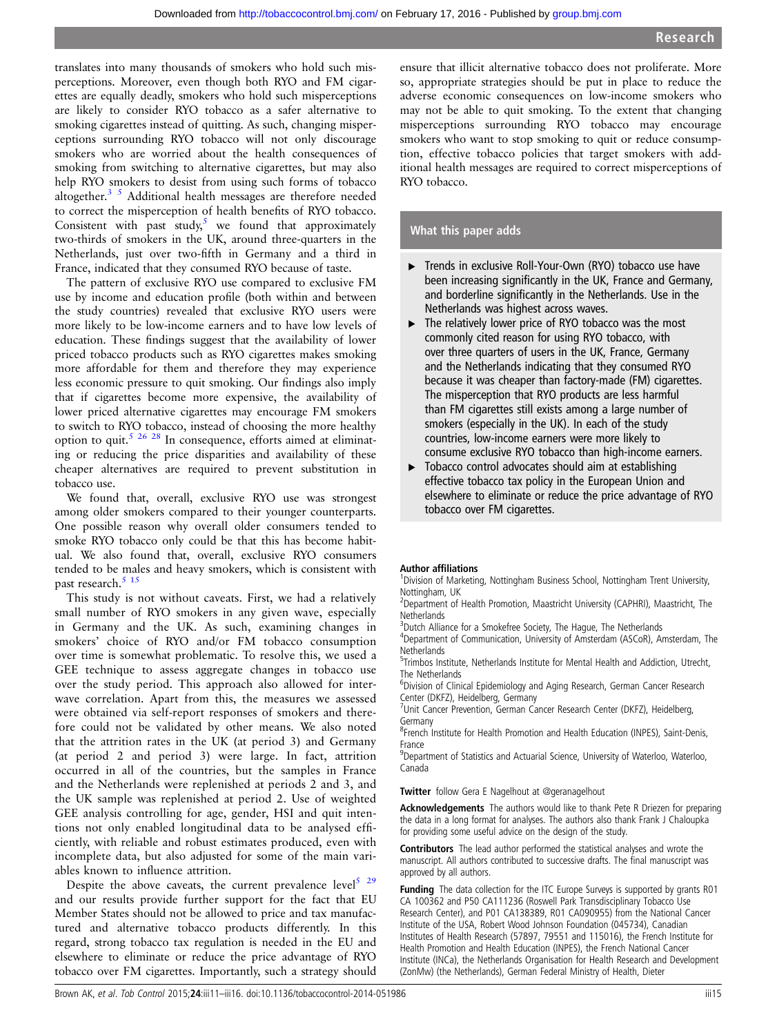translates into many thousands of smokers who hold such misperceptions. Moreover, even though both RYO and FM cigarettes are equally deadly, smokers who hold such misperceptions are likely to consider RYO tobacco as a safer alternative to smoking cigarettes instead of quitting. As such, changing misperceptions surrounding RYO tobacco will not only discourage smokers who are worried about the health consequences of smoking from switching to alternative cigarettes, but may also help RYO smokers to desist from using such forms of tobacco altogether.[3 5] Additional health messages are therefore needed to correct the misperception of health benefits of RYO tobacco. Consistent with past study,[5] we found that approximately two-thirds of smokers in the UK, around three-quarters in the Netherlands, just over two-fifth in Germany and a third in France, indicated that they consumed RYO because of taste.

The pattern of exclusive RYO use compared to exclusive FM use by income and education profile (both within and between the study countries) revealed that exclusive RYO users were more likely to be low-income earners and to have low levels of education. These findings suggest that the availability of lower priced tobacco products such as RYO cigarettes makes smoking more affordable for them and therefore they may experience less economic pressure to quit smoking. Our findings also imply that if cigarettes become more expensive, the availability of lower priced alternative cigarettes may encourage FM smokers to switch to RYO tobacco, instead of choosing the more healthy option to quit.[5 26 28] In consequence, efforts aimed at eliminating or reducing the price disparities and availability of these cheaper alternatives are required to prevent substitution in tobacco use.

We found that, overall, exclusive RYO use was strongest among older smokers compared to their younger counterparts. One possible reason why overall older consumers tended to smoke RYO tobacco only could be that this has become habitual. We also found that, overall, exclusive RYO consumers tended to be males and heavy smokers, which is consistent with past research.[5 15]

This study is not without caveats. First, we had a relatively small number of RYO smokers in any given wave, especially in Germany and the UK. As such, examining changes in smokers' choice of RYO and/or FM tobacco consumption over time is somewhat problematic. To resolve this, we used a GEE technique to assess aggregate changes in tobacco use over the study period. This approach also allowed for inter-wave correlation. Apart from this, the measures we assessed were obtained via self-report responses of smokers and therefore could not be validated by other means. We also noted that the attrition rates in the UK (at period 3) and Germany (at period 2 and period 3) were large. In fact, attrition occurred in all of the countries, but the samples in France and the Netherlands were replenished at periods 2 and 3, and the UK sample was replenished at period 2. Use of weighted GEE analysis controlling for age, gender, HSI and quit intentions not only enabled longitudinal data to be analysed efficiently, with reliable and robust estimates produced, even with incomplete data, but also adjusted for some of the main variables known to influence attrition.

Despite the above caveats, the current prevalence level[5 29] and our results provide further support for the fact that EU Member States should not be allowed to price and tax manufactured and alternative tobacco products differently. In this regard, strong tobacco tax regulation is needed in the EU and elsewhere to eliminate or reduce the price advantage of RYO tobacco over FM cigarettes. Importantly, such a strategy should ensure that illicit alternative tobacco does not proliferate. More so, appropriate strategies should be put in place to reduce the adverse economic consequences on low-income smokers who may not be able to quit smoking. To the extent that changing misperceptions surrounding RYO tobacco may encourage smokers who want to stop smoking to quit or reduce consumption, effective tobacco policies that target smokers with additional health messages are required to correct misperceptions of RYO tobacco.

## What this paper adds

- Trends in exclusive Roll-Your-Own (RYO) tobacco use have been increasing significantly in the UK, France and Germany, and borderline significantly in the Netherlands. Use in the Netherlands was highest across waves.
- The relatively lower price of RYO tobacco was the most commonly cited reason for using RYO tobacco, with over three quarters of users in the UK, France, Germany and the Netherlands indicating that they consumed RYO because it was cheaper than factory-made (FM) cigarettes. The misperception that RYO products are less harmful than FM cigarettes still exists among a large number of smokers (especially in the UK). In each of the study countries, low-income earners were more likely to consume exclusive RYO tobacco than high-income earners.
- Tobacco control advocates should aim at establishing effective tobacco tax policy in the European Union and elsewhere to eliminate or reduce the price advantage of RYO tobacco over FM cigarettes.

**Author affiliations**
[1]Division of Marketing, Nottingham Business School, Nottingham Trent University, Nottingham, UK
[2]Department of Health Promotion, Maastricht University (CAPHRI), Maastricht, The Netherlands
[3]Dutch Alliance for a Smokefree Society, The Hague, The Netherlands
[4]Department of Communication, University of Amsterdam (ASCoR), Amsterdam, The Netherlands
[5]Trimbos Institute, Netherlands Institute for Mental Health and Addiction, Utrecht, The Netherlands
[6]Division of Clinical Epidemiology and Aging Research, German Cancer Research Center (DKFZ), Heidelberg, Germany
[7]Unit Cancer Prevention, German Cancer Research Center (DKFZ), Heidelberg, Germany
[8]French Institute for Health Promotion and Health Education (INPES), Saint-Denis, France
[9]Department of Statistics and Actuarial Science, University of Waterloo, Waterloo, Canada

**Twitter** follow Gera E Nagelhout at @geranagelhout

**Acknowledgements** The authors would like to thank Pete R Driezen for preparing the data in a long format for analyses. The authors also thank Frank J Chaloupka for providing some useful advice on the design of the study.

**Contributors** The lead author performed the statistical analyses and wrote the manuscript. All authors contributed to successive drafts. The final manuscript was approved by all authors.

**Funding** The data collection for the ITC Europe Surveys is supported by grants R01 CA 100362 and P50 CA111236 (Roswell Park Transdisciplinary Tobacco Use Research Center), and P01 CA138389, R01 CA090955) from the National Cancer Institute of the USA, Robert Wood Johnson Foundation (045734), Canadian Institutes of Health Research (57897, 79551 and 115016), the French Institute for Health Promotion and Health Education (INPES), the French National Cancer Institute (INCa), the Netherlands Organisation for Health Research and Development (ZonMw) (the Netherlands), German Federal Ministry of Health, Dieter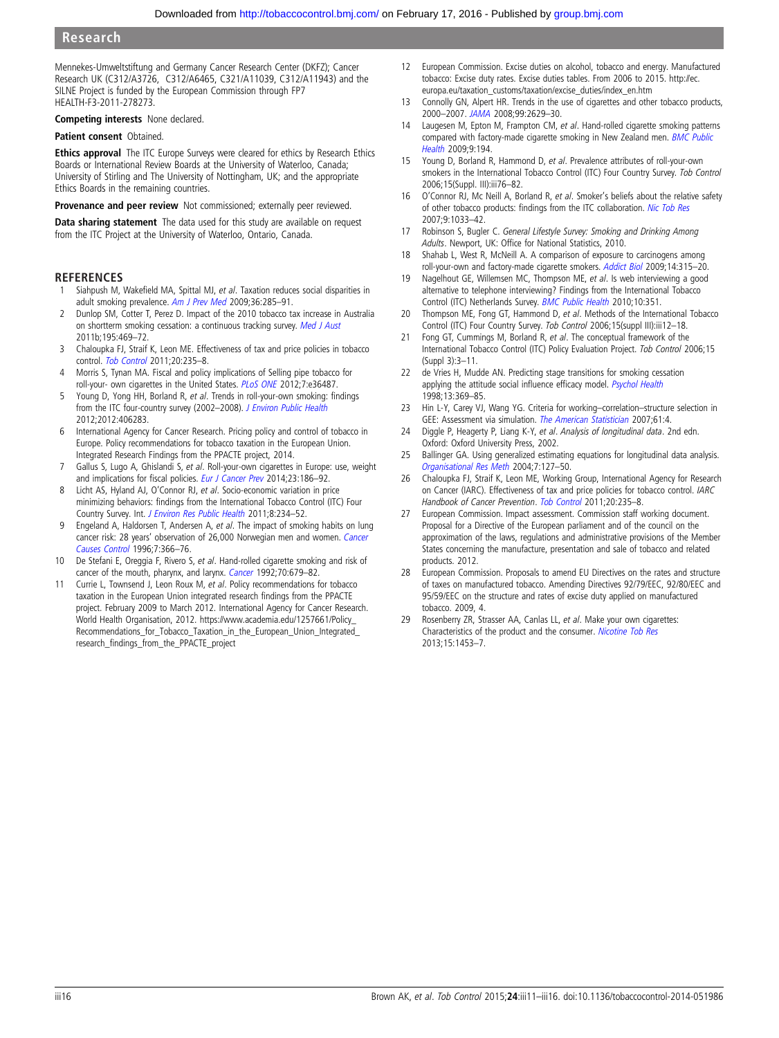Mennekes-Umweltstiftung and Germany Cancer Research Center (DKFZ); Cancer Research UK (C312/A3726, C312/A6465, C321/A11039, C312/A11943) and the SILNE Project is funded by the European Commission through FP7 HEALTH-F3-2011-278273.

**Competing interests** None declared.

**Patient consent** Obtained.

**Ethics approval** The ITC Europe Surveys were cleared for ethics by Research Ethics Boards or International Review Boards at the University of Waterloo, Canada; University of Stirling and The University of Nottingham, UK; and the appropriate Ethics Boards in the remaining countries.

**Provenance and peer review** Not commissioned; externally peer reviewed.

**Data sharing statement** The data used for this study are available on request from the ITC Project at the University of Waterloo, Ontario, Canada.

## REFERENCES

1. Siahpush M, Wakefield MA, Spittal MJ, *et al*. Taxation reduces social disparities in adult smoking prevalence. *Am J Prev Med* 2009;36:285–91.
2. Dunlop SM, Cotter T, Perez D. Impact of the 2010 tobacco tax increase in Australia on shortterm smoking cessation: a continuous tracking survey. *Med J Aust* 2011b;195:469–72.
3. Chaloupka FJ, Straif K, Leon ME. Effectiveness of tax and price policies in tobacco control. *Tob Control* 2011;20:235–8.
4. Morris S, Tynan MA. Fiscal and policy implications of Selling pipe tobacco for roll-your- own cigarettes in the United States. *PLoS ONE* 2012;7:e36487.
5. Young D, Yong HH, Borland R, *et al*. Trends in roll-your-own smoking: findings from the ITC four-country survey (2002–2008). *J Environ Public Health* 2012;2012:406283.
6. International Agency for Cancer Research. Pricing policy and control of tobacco in Europe. Policy recommendations for tobacco taxation in the European Union. Integrated Research Findings from the PPACTE project, 2014.
7. Gallus S, Lugo A, Ghislandi S, *et al*. Roll-your-own cigarettes in Europe: use, weight and implications for fiscal policies. *Eur J Cancer Prev* 2014;23:186–92.
8. Licht AS, Hyland AJ, O'Connor RJ, *et al*. Socio-economic variation in price minimizing behaviors: findings from the International Tobacco Control (ITC) Four Country Survey. Int. *J Environ Res Public Health* 2011;8:234–52.
9. Engeland A, Haldorsen T, Andersen A, *et al*. The impact of smoking habits on lung cancer risk: 28 years' observation of 26,000 Norwegian men and women. *Cancer Causes Control* 1996;7:366–76.
10. De Stefani E, Oreggia F, Rivero S, *et al*. Hand-rolled cigarette smoking and risk of cancer of the mouth, pharynx, and larynx. *Cancer* 1992;70:679–82.
11. Currie L, Townsend J, Leon Roux M, *et al*. Policy recommendations for tobacco taxation in the European Union integrated research findings from the PPACTE project. February 2009 to March 2012. International Agency for Cancer Research. World Health Organisation, 2012. https://www.academia.edu/1257661/Policy_Recommendations_for_Tobacco_Taxation_in_the_European_Union_Integrated_research_findings_from_the_PPACTE_project
12. European Commission. Excise duties on alcohol, tobacco and energy. Manufactured tobacco: Excise duty rates. Excise duties tables. From 2006 to 2015. http://ec.europa.eu/taxation_customs/taxation/excise_duties/index_en.htm
13. Connolly GN, Alpert HR. Trends in the use of cigarettes and other tobacco products, 2000–2007. *JAMA* 2008;99:2629–30.
14. Laugesen M, Epton M, Frampton CM, *et al*. Hand-rolled cigarette smoking patterns compared with factory-made cigarette smoking in New Zealand men. *BMC Public Health* 2009;9:194.
15. Young D, Borland R, Hammond D, *et al*. Prevalence attributes of roll-your-own smokers in the International Tobacco Control (ITC) Four Country Survey. *Tob Control* 2006;15(Suppl. III):iii76–82.
16. O'Connor RJ, Mc Neill A, Borland R, *et al*. Smoker's beliefs about the relative safety of other tobacco products: findings from the ITC collaboration. *Nic Tob Res* 2007;9:1033–42.
17. Robinson S, Bugler C. *General Lifestyle Survey: Smoking and Drinking Among Adults*. Newport, UK: Office for National Statistics, 2010.
18. Shahab L, West R, McNeill A. A comparison of exposure to carcinogens among roll-your-own and factory-made cigarette smokers. *Addict Biol* 2009;14:315–20.
19. Nagelhout GE, Willemsen MC, Thompson ME, *et al*. Is web interviewing a good alternative to telephone interviewing? Findings from the International Tobacco Control (ITC) Netherlands Survey. *BMC Public Health* 2010;10:351.
20. Thompson ME, Fong GT, Hammond D, *et al*. Methods of the International Tobacco Control (ITC) Four Country Survey. *Tob Control* 2006;15(suppl III):iii12–18.
21. Fong GT, Cummings M, Borland R, *et al*. The conceptual framework of the International Tobacco Control (ITC) Policy Evaluation Project. *Tob Control* 2006;15 (Suppl 3):3–11.
22. de Vries H, Mudde AN. Predicting stage transitions for smoking cessation applying the attitude social influence efficacy model. *Psychol Health* 1998;13:369–85.
23. Hin L-Y, Carey VJ, Wang YG. Criteria for working–correlation–structure selection in GEE: Assessment via simulation. *The American Statistician* 2007;61:4.
24. Diggle P, Heagerty P, Liang K-Y, *et al*. *Analysis of longitudinal data*. 2nd edn. Oxford: Oxford University Press, 2002.
25. Ballinger GA. Using generalized estimating equations for longitudinal data analysis. *Organisational Res Meth* 2004;7:127–50.
26. Chaloupka FJ, Straif K, Leon ME, Working Group, International Agency for Research on Cancer (IARC). Effectiveness of tax and price policies for tobacco control. *IARC Handbook of Cancer Prevention*. *Tob Control* 2011;20:235–8.
27. European Commission. Impact assessment. Commission staff working document. Proposal for a Directive of the European parliament and of the council on the approximation of the laws, regulations and administrative provisions of the Member States concerning the manufacture, presentation and sale of tobacco and related products. 2012.
28. European Commission. Proposals to amend EU Directives on the rates and structure of taxes on manufactured tobacco. Amending Directives 92/79/EEC, 92/80/EEC and 95/59/EEC on the structure and rates of excise duty applied on manufactured tobacco. 2009, 4.
29. Rosenberry ZR, Strasser AA, Canlas LL, *et al*. Make your own cigarettes: Characteristics of the product and the consumer. *Nicotine Tob Res* 2013;15:1453–7.